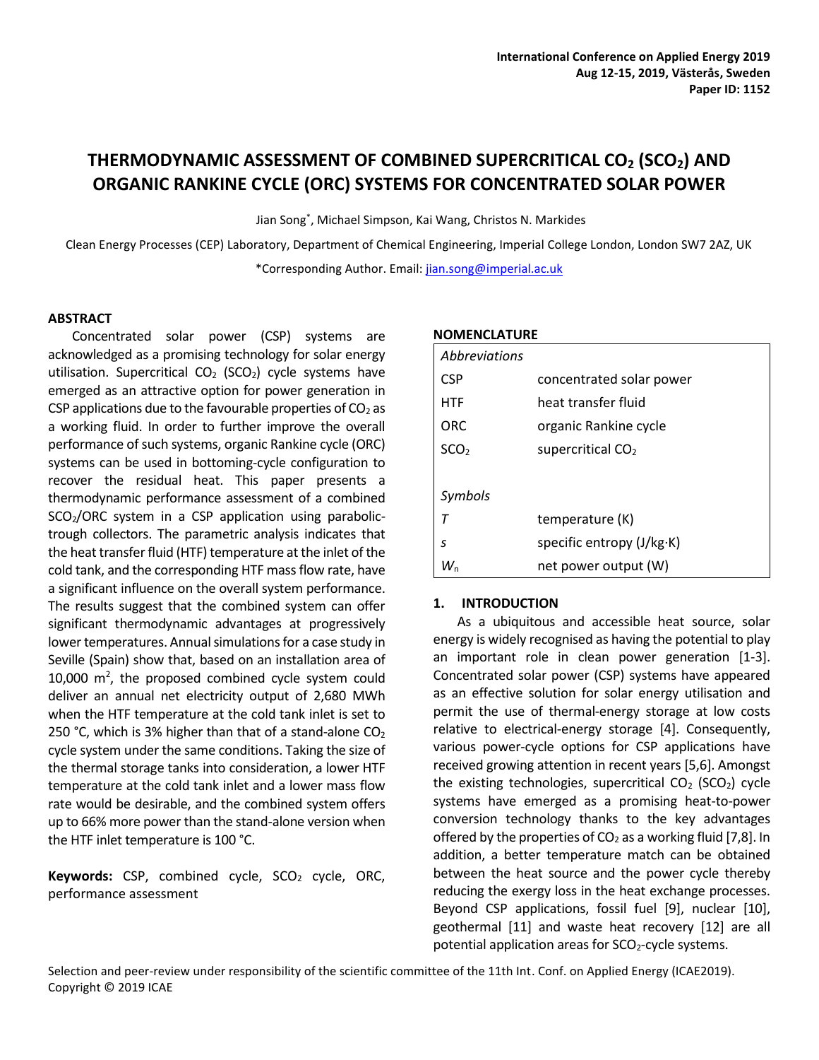# THERMODYNAMIC ASSESSMENT OF COMBINED SUPERCRITICAL $CO_2$ ($SCO_2$) AND ORGANIC RANKINE CYCLE (ORC) SYSTEMS FOR CONCENTRATED SOLAR POWER

Jian Song*, Michael Simpson, Kai Wang, Christos N. Markides

Clean Energy Processes (CEP) Laboratory, Department of Chemical Engineering, Imperial College London, London SW7 2AZ, UK

*Corresponding Author. Email: jian.song@imperial.ac.uk

## ABSTRACT

Concentrated solar power (CSP) systems are acknowledged as a promising technology for solar energy utilisation. Supercritical $CO_2$ ($SCO_2$) cycle systems have emerged as an attractive option for power generation in CSP applications due to the favourable properties of $CO_2$ as a working fluid. In order to further improve the overall performance of such systems, organic Rankine cycle (ORC) systems can be used in bottoming-cycle configuration to recover the residual heat. This paper presents a thermodynamic performance assessment of a combined $SCO_2$/ORC system in a CSP application using parabolic-trough collectors. The parametric analysis indicates that the heat transfer fluid (HTF) temperature at the inlet of the cold tank, and the corresponding HTF mass flow rate, have a significant influence on the overall system performance. The results suggest that the combined system can offer significant thermodynamic advantages at progressively lower temperatures. Annual simulations for a case study in Seville (Spain) show that, based on an installation area of 10,000 m$^2$, the proposed combined cycle system could deliver an annual net electricity output of 2,680 MWh when the HTF temperature at the cold tank inlet is set to 250 °C, which is 3% higher than that of a stand-alone $CO_2$ cycle system under the same conditions. Taking the size of the thermal storage tanks into consideration, a lower HTF temperature at the cold tank inlet and a lower mass flow rate would be desirable, and the combined system offers up to 66% more power than the stand-alone version when the HTF inlet temperature is 100 °C.

**Keywords:** CSP, combined cycle, $SCO_2$ cycle, ORC, performance assessment

## NOMENCLATURE

| | |
|---|---|
| *Abbreviations* | |
| CSP | concentrated solar power |
| HTF | heat transfer fluid |
| ORC | organic Rankine cycle |
| $SCO_2$ | supercritical $CO_2$ |
| | |
| *Symbols* | |
| $T$ | temperature (K) |
| $s$ | specific entropy (J/kg·K) |
| $W_n$ | net power output (W) |

## 1. INTRODUCTION

As a ubiquitous and accessible heat source, solar energy is widely recognised as having the potential to play an important role in clean power generation [1-3]. Concentrated solar power (CSP) systems have appeared as an effective solution for solar energy utilisation and permit the use of thermal-energy storage at low costs relative to electrical-energy storage [4]. Consequently, various power-cycle options for CSP applications have received growing attention in recent years [5,6]. Amongst the existing technologies, supercritical $CO_2$ ($SCO_2$) cycle systems have emerged as a promising heat-to-power conversion technology thanks to the key advantages offered by the properties of $CO_2$ as a working fluid [7,8]. In addition, a better temperature match can be obtained between the heat source and the power cycle thereby reducing the exergy loss in the heat exchange processes. Beyond CSP applications, fossil fuel [9], nuclear [10], geothermal [11] and waste heat recovery [12] are all potential application areas for $SCO_2$-cycle systems.

Selection and peer-review under responsibility of the scientific committee of the 11th Int. Conf. on Applied Energy (ICAE2019). Copyright © 2019 ICAE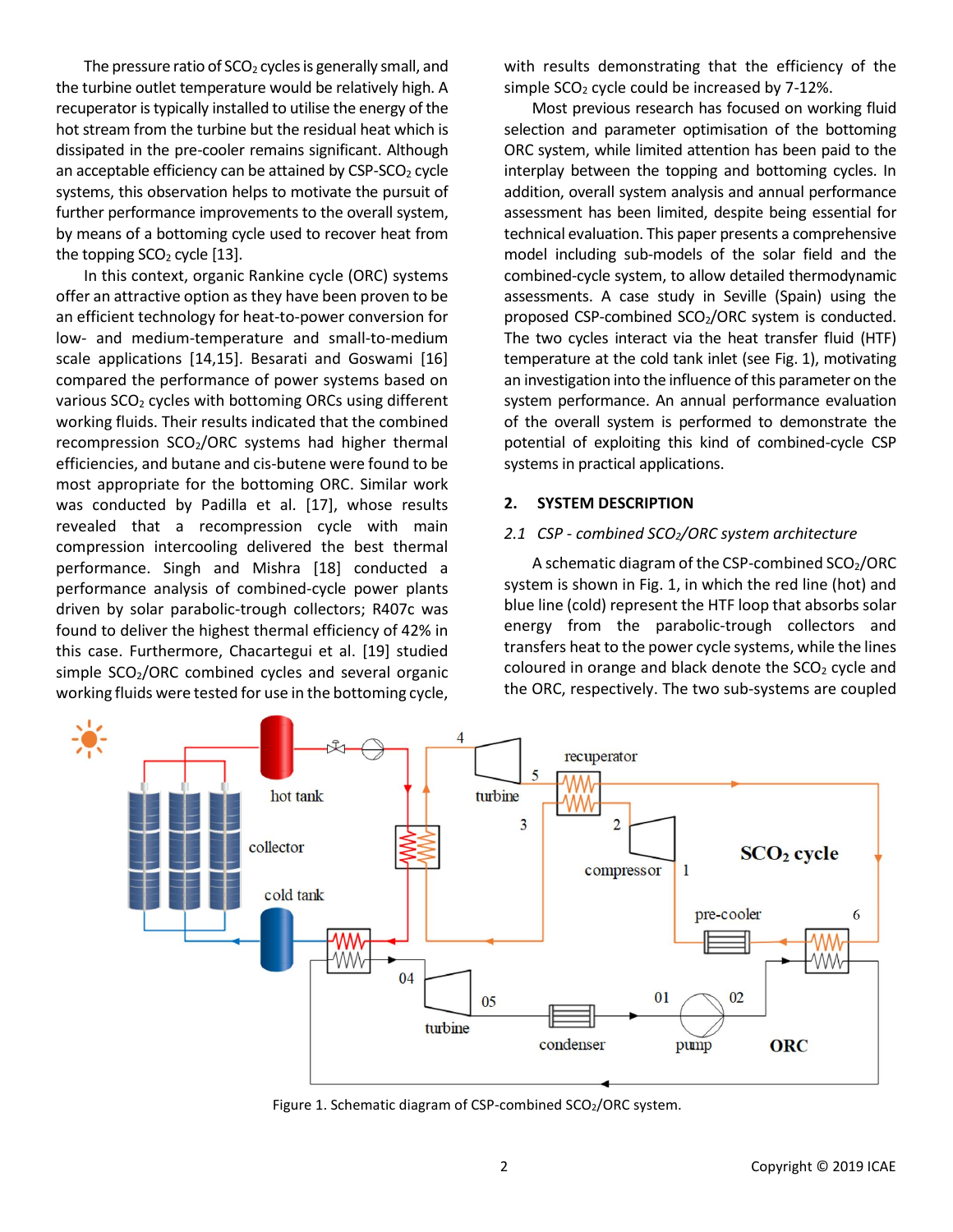The pressure ratio of $SCO_2$ cycles is generally small, and the turbine outlet temperature would be relatively high. A recuperator is typically installed to utilise the energy of the hot stream from the turbine but the residual heat which is dissipated in the pre-cooler remains significant. Although an acceptable efficiency can be attained by CSP-$SCO_2$ cycle systems, this observation helps to motivate the pursuit of further performance improvements to the overall system, by means of a bottoming cycle used to recover heat from the topping $SCO_2$ cycle [13].

In this context, organic Rankine cycle (ORC) systems offer an attractive option as they have been proven to be an efficient technology for heat-to-power conversion for low- and medium-temperature and small-to-medium scale applications [14,15]. Besarati and Goswami [16] compared the performance of power systems based on various $SCO_2$ cycles with bottoming ORCs using different working fluids. Their results indicated that the combined recompression $SCO_2$/ORC systems had higher thermal efficiencies, and butane and cis-butene were found to be most appropriate for the bottoming ORC. Similar work was conducted by Padilla et al. [17], whose results revealed that a recompression cycle with main compression intercooling delivered the best thermal performance. Singh and Mishra [18] conducted a performance analysis of combined-cycle power plants driven by solar parabolic-trough collectors; R407c was found to deliver the highest thermal efficiency of 42% in this case. Furthermore, Chacartegui et al. [19] studied simple $SCO_2$/ORC combined cycles and several organic working fluids were tested for use in the bottoming cycle, with results demonstrating that the efficiency of the simple $SCO_2$ cycle could be increased by 7-12%.

Most previous research has focused on working fluid selection and parameter optimisation of the bottoming ORC system, while limited attention has been paid to the interplay between the topping and bottoming cycles. In addition, overall system analysis and annual performance assessment has been limited, despite being essential for technical evaluation. This paper presents a comprehensive model including sub-models of the solar field and the combined-cycle system, to allow detailed thermodynamic assessments. A case study in Seville (Spain) using the proposed CSP-combined $SCO_2$/ORC system is conducted. The two cycles interact via the heat transfer fluid (HTF) temperature at the cold tank inlet (see Fig. 1), motivating an investigation into the influence of this parameter on the system performance. An annual performance evaluation of the overall system is performed to demonstrate the potential of exploiting this kind of combined-cycle CSP systems in practical applications.

## 2. SYSTEM DESCRIPTION

### *2.1 CSP - combined $SCO_2$/ORC system architecture*

A schematic diagram of the CSP-combined $SCO_2$/ORC system is shown in Fig. 1, in which the red line (hot) and blue line (cold) represent the HTF loop that absorbs solar energy from the parabolic-trough collectors and transfers heat to the power cycle systems, while the lines coloured in orange and black denote the $SCO_2$ cycle and the ORC, respectively. The two sub-systems are coupled

Figure 1. Schematic diagram of CSP-combined $SCO_2$/ORC system.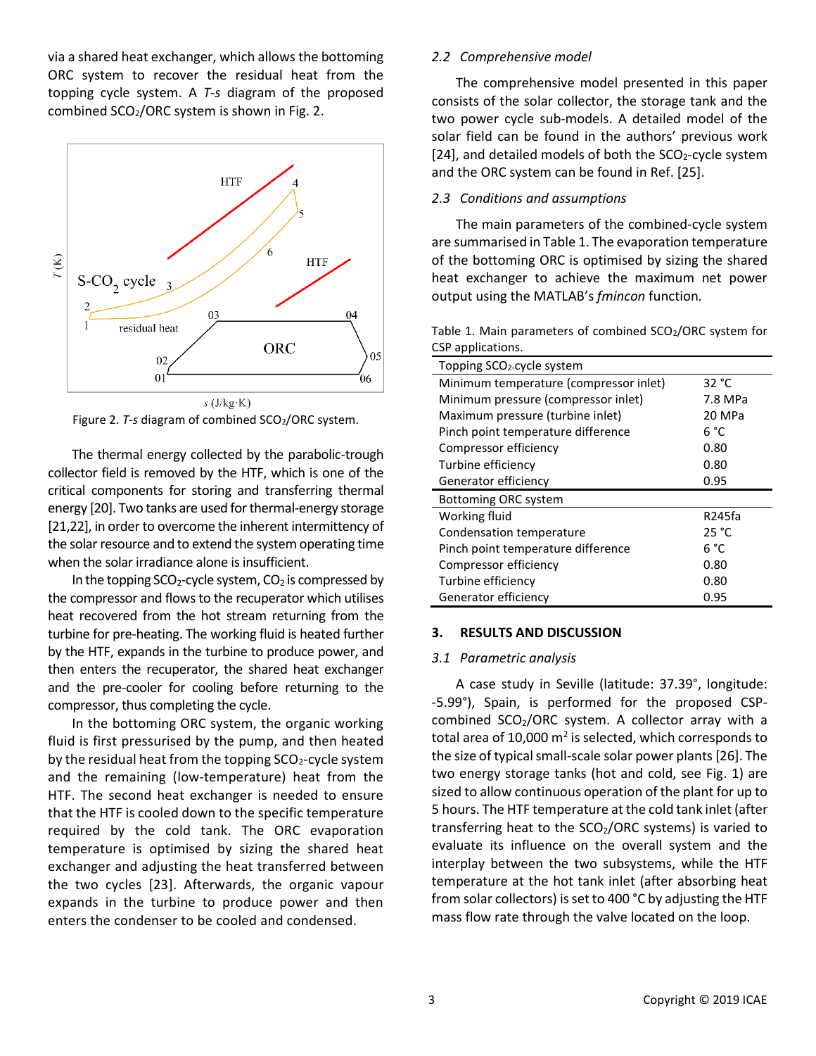via a shared heat exchanger, which allows the bottoming ORC system to recover the residual heat from the topping cycle system. A *T-s* diagram of the proposed combined $SCO_2$/ORC system is shown in Fig. 2.

Figure 2. *T-s* diagram of combined $SCO_2$/ORC system.

The thermal energy collected by the parabolic-trough collector field is removed by the HTF, which is one of the critical components for storing and transferring thermal energy [20]. Two tanks are used for thermal-energy storage [21,22], in order to overcome the inherent intermittency of the solar resource and to extend the system operating time when the solar irradiance alone is insufficient.

In the topping $SCO_2$-cycle system, $CO_2$ is compressed by the compressor and flows to the recuperator which utilises heat recovered from the hot stream returning from the turbine for pre-heating. The working fluid is heated further by the HTF, expands in the turbine to produce power, and then enters the recuperator, the shared heat exchanger and the pre-cooler for cooling before returning to the compressor, thus completing the cycle.

In the bottoming ORC system, the organic working fluid is first pressurised by the pump, and then heated by the residual heat from the topping $SCO_2$-cycle system and the remaining (low-temperature) heat from the HTF. The second heat exchanger is needed to ensure that the HTF is cooled down to the specific temperature required by the cold tank. The ORC evaporation temperature is optimised by sizing the shared heat exchanger and adjusting the heat transferred between the two cycles [23]. Afterwards, the organic vapour expands in the turbine to produce power and then enters the condenser to be cooled and condensed.

### 2.2 *Comprehensive model*

The comprehensive model presented in this paper consists of the solar collector, the storage tank and the two power cycle sub-models. A detailed model of the solar field can be found in the authors' previous work [24], and detailed models of both the $SCO_2$-cycle system and the ORC system can be found in Ref. [25].

### 2.3 *Conditions and assumptions*

The main parameters of the combined-cycle system are summarised in Table 1. The evaporation temperature of the bottoming ORC is optimised by sizing the shared heat exchanger to achieve the maximum net power output using the MATLAB's *fmincon* function.

Table 1. Main parameters of combined $SCO_2$/ORC system for CSP applications.

| Topping $SCO_2$-cycle system | |
|---|---|
| Minimum temperature (compressor inlet) | 32 °C |
| Minimum pressure (compressor inlet) | 7.8 MPa |
| Maximum pressure (turbine inlet) | 20 MPa |
| Pinch point temperature difference | 6 °C |
| Compressor efficiency | 0.80 |
| Turbine efficiency | 0.80 |
| Generator efficiency | 0.95 |
| **Bottoming ORC system** | |
| Working fluid | R245fa |
| Condensation temperature | 25 °C |
| Pinch point temperature difference | 6 °C |
| Compressor efficiency | 0.80 |
| Turbine efficiency | 0.80 |
| Generator efficiency | 0.95 |

## 3. RESULTS AND DISCUSSION

### 3.1 *Parametric analysis*

A case study in Seville (latitude: 37.39°, longitude: -5.99°), Spain, is performed for the proposed CSP-combined $SCO_2$/ORC system. A collector array with a total area of 10,000 m$^2$ is selected, which corresponds to the size of typical small-scale solar power plants [26]. The two energy storage tanks (hot and cold, see Fig. 1) are sized to allow continuous operation of the plant for up to 5 hours. The HTF temperature at the cold tank inlet (after transferring heat to the $SCO_2$/ORC systems) is varied to evaluate its influence on the overall system and the interplay between the two subsystems, while the HTF temperature at the hot tank inlet (after absorbing heat from solar collectors) is set to 400 °C by adjusting the HTF mass flow rate through the valve located on the loop.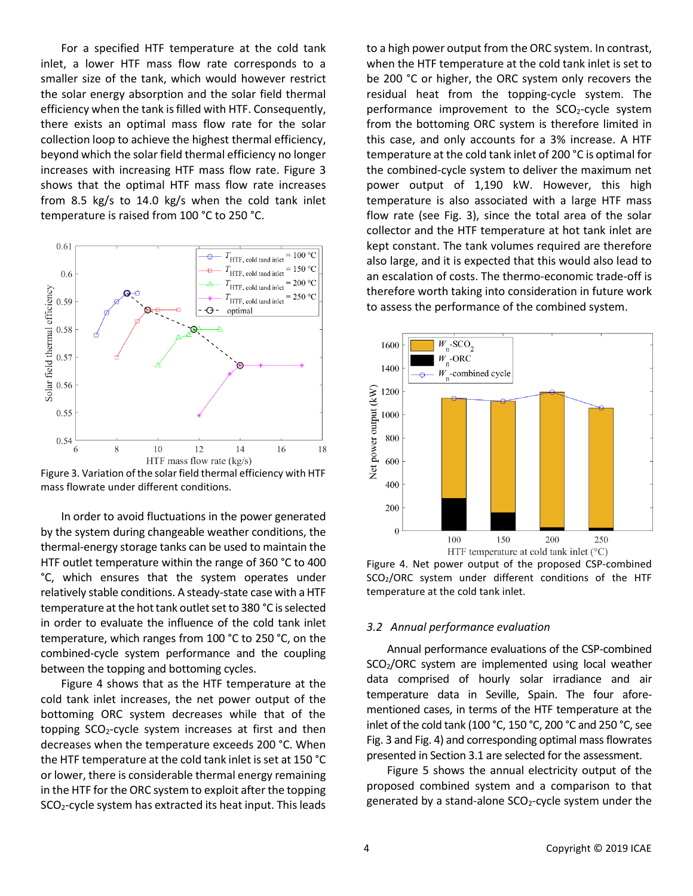For a specified HTF temperature at the cold tank inlet, a lower HTF mass flow rate corresponds to a smaller size of the tank, which would however restrict the solar energy absorption and the solar field thermal efficiency when the tank is filled with HTF. Consequently, there exists an optimal mass flow rate for the solar collection loop to achieve the highest thermal efficiency, beyond which the solar field thermal efficiency no longer increases with increasing HTF mass flow rate. Figure 3 shows that the optimal HTF mass flow rate increases from 8.5 kg/s to 14.0 kg/s when the cold tank inlet temperature is raised from 100 °C to 250 °C.

Figure 3. Variation of the solar field thermal efficiency with HTF mass flowrate under different conditions.

In order to avoid fluctuations in the power generated by the system during changeable weather conditions, the thermal-energy storage tanks can be used to maintain the HTF outlet temperature within the range of 360 °C to 400 °C, which ensures that the system operates under relatively stable conditions. A steady-state case with a HTF temperature at the hot tank outlet set to 380 °C is selected in order to evaluate the influence of the cold tank inlet temperature, which ranges from 100 °C to 250 °C, on the combined-cycle system performance and the coupling between the topping and bottoming cycles.

Figure 4 shows that as the HTF temperature at the cold tank inlet increases, the net power output of the bottoming ORC system decreases while that of the topping $SCO_2$-cycle system increases at first and then decreases when the temperature exceeds 200 °C. When the HTF temperature at the cold tank inlet is set at 150 °C or lower, there is considerable thermal energy remaining in the HTF for the ORC system to exploit after the topping $SCO_2$-cycle system has extracted its heat input. This leads to a high power output from the ORC system. In contrast, when the HTF temperature at the cold tank inlet is set to be 200 °C or higher, the ORC system only recovers the residual heat from the topping-cycle system. The performance improvement to the $SCO_2$-cycle system from the bottoming ORC system is therefore limited in this case, and only accounts for a 3% increase. A HTF temperature at the cold tank inlet of 200 °C is optimal for the combined-cycle system to deliver the maximum net power output of 1,190 kW. However, this high temperature is also associated with a large HTF mass flow rate (see Fig. 3), since the total area of the solar collector and the HTF temperature at hot tank inlet are kept constant. The tank volumes required are therefore also large, and it is expected that this would also lead to an escalation of costs. The thermo-economic trade-off is therefore worth taking into consideration in future work to assess the performance of the combined system.

Figure 4. Net power output of the proposed CSP-combined $SCO_2$/ORC system under different conditions of the HTF temperature at the cold tank inlet.

### *3.2 Annual performance evaluation*

Annual performance evaluations of the CSP-combined $SCO_2$/ORC system are implemented using local weather data comprised of hourly solar irradiance and air temperature data in Seville, Spain. The four afore-mentioned cases, in terms of the HTF temperature at the inlet of the cold tank (100 °C, 150 °C, 200 °C and 250 °C, see Fig. 3 and Fig. 4) and corresponding optimal mass flowrates presented in Section 3.1 are selected for the assessment.

Figure 5 shows the annual electricity output of the proposed combined system and a comparison to that generated by a stand-alone $SCO_2$-cycle system under the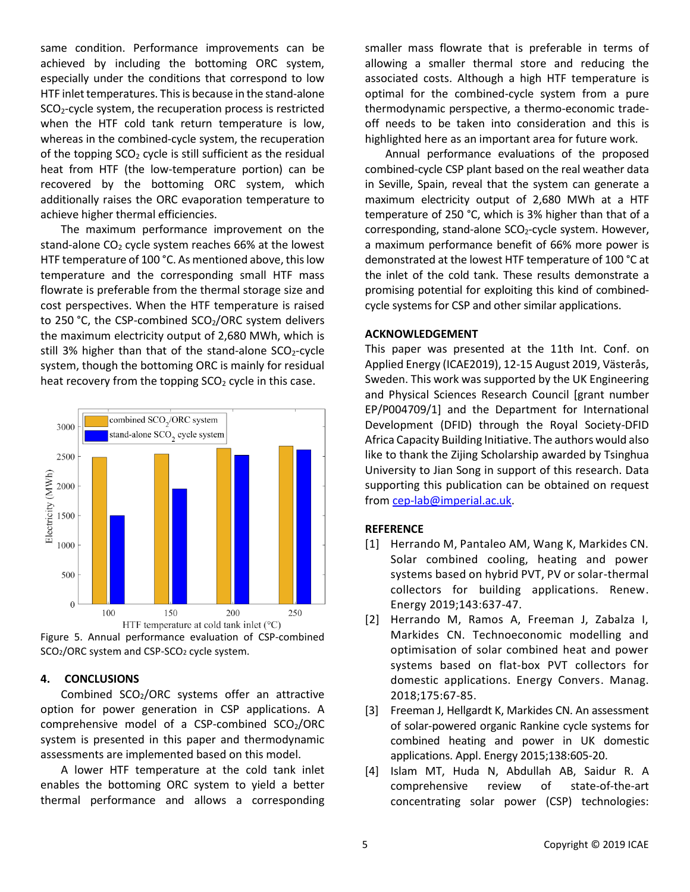same condition. Performance improvements can be achieved by including the bottoming ORC system, especially under the conditions that correspond to low HTF inlet temperatures. This is because in the stand-alone $SCO_2$-cycle system, the recuperation process is restricted when the HTF cold tank return temperature is low, whereas in the combined-cycle system, the recuperation of the topping $SCO_2$ cycle is still sufficient as the residual heat from HTF (the low-temperature portion) can be recovered by the bottoming ORC system, which additionally raises the ORC evaporation temperature to achieve higher thermal efficiencies.

The maximum performance improvement on the stand-alone $CO_2$ cycle system reaches 66% at the lowest HTF temperature of 100 °C. As mentioned above, this low temperature and the corresponding small HTF mass flowrate is preferable from the thermal storage size and cost perspectives. When the HTF temperature is raised to 250 °C, the CSP-combined $SCO_2$/ORC system delivers the maximum electricity output of 2,680 MWh, which is still 3% higher than that of the stand-alone $SCO_2$-cycle system, though the bottoming ORC is mainly for residual heat recovery from the topping $SCO_2$ cycle in this case.

Figure 5. Annual performance evaluation of CSP-combined $SCO_2$/ORC system and CSP-$SCO_2$ cycle system.

## 4. CONCLUSIONS

Combined $SCO_2$/ORC systems offer an attractive option for power generation in CSP applications. A comprehensive model of a CSP-combined $SCO_2$/ORC system is presented in this paper and thermodynamic assessments are implemented based on this model.

A lower HTF temperature at the cold tank inlet enables the bottoming ORC system to yield a better thermal performance and allows a corresponding smaller mass flowrate that is preferable in terms of allowing a smaller thermal store and reducing the associated costs. Although a high HTF temperature is optimal for the combined-cycle system from a pure thermodynamic perspective, a thermo-economic trade-off needs to be taken into consideration and this is highlighted here as an important area for future work.

Annual performance evaluations of the proposed combined-cycle CSP plant based on the real weather data in Seville, Spain, reveal that the system can generate a maximum electricity output of 2,680 MWh at a HTF temperature of 250 °C, which is 3% higher than that of a corresponding, stand-alone $SCO_2$-cycle system. However, a maximum performance benefit of 66% more power is demonstrated at the lowest HTF temperature of 100 °C at the inlet of the cold tank. These results demonstrate a promising potential for exploiting this kind of combined-cycle systems for CSP and other similar applications.

## ACKNOWLEDGEMENT

This paper was presented at the 11th Int. Conf. on Applied Energy (ICAE2019), 12-15 August 2019, Västerås, Sweden. This work was supported by the UK Engineering and Physical Sciences Research Council [grant number EP/P004709/1] and the Department for International Development (DFID) through the Royal Society-DFID Africa Capacity Building Initiative. The authors would also like to thank the Zijing Scholarship awarded by Tsinghua University to Jian Song in support of this research. Data supporting this publication can be obtained on request from cep-lab@imperial.ac.uk.

## REFERENCE

[1] Herrando M, Pantaleo AM, Wang K, Markides CN. Solar combined cooling, heating and power systems based on hybrid PVT, PV or solar-thermal collectors for building applications. Renew. Energy 2019;143:637-47.

[2] Herrando M, Ramos A, Freeman J, Zabalza I, Markides CN. Technoeconomic modelling and optimisation of solar combined heat and power systems based on flat-box PVT collectors for domestic applications. Energy Convers. Manag. 2018;175:67-85.

[3] Freeman J, Hellgardt K, Markides CN. An assessment of solar-powered organic Rankine cycle systems for combined heating and power in UK domestic applications. Appl. Energy 2015;138:605-20.

[4] Islam MT, Huda N, Abdullah AB, Saidur R. A comprehensive review of state-of-the-art concentrating solar power (CSP) technologies: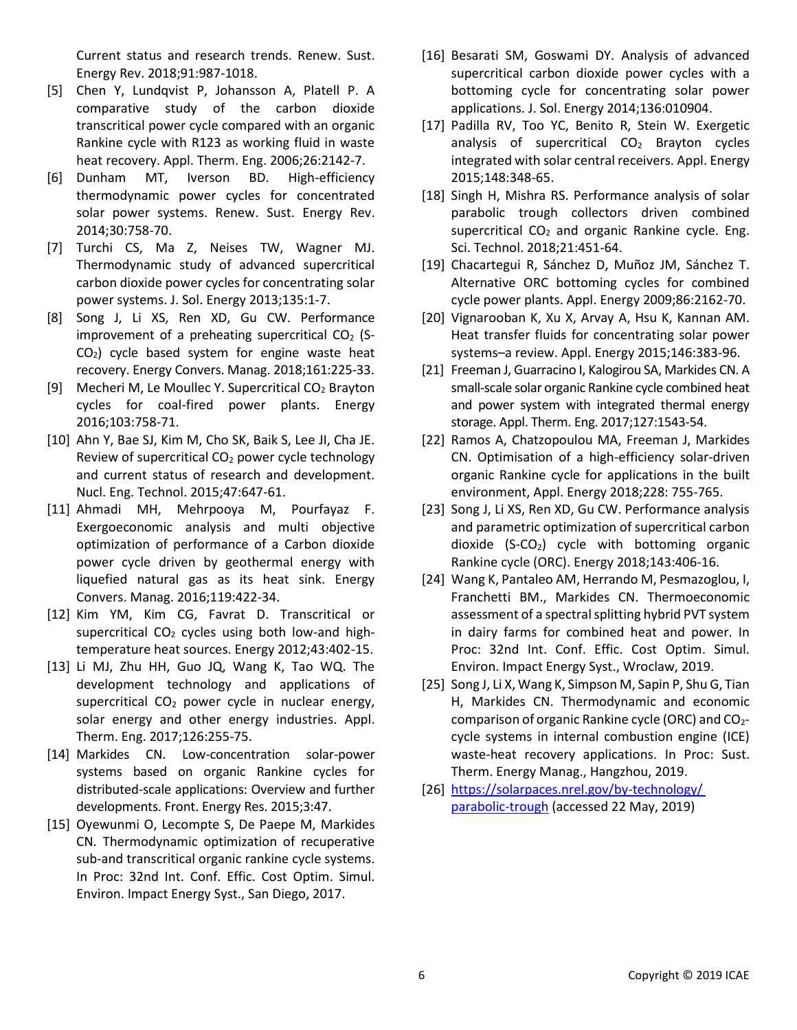Current status and research trends. Renew. Sust. Energy Rev. 2018;91:987-1018.

[5] Chen Y, Lundqvist P, Johansson A, Platell P. A comparative study of the carbon dioxide transcritical power cycle compared with an organic Rankine cycle with R123 as working fluid in waste heat recovery. Appl. Therm. Eng. 2006;26:2142-7.

[6] Dunham MT, Iverson BD. High-efficiency thermodynamic power cycles for concentrated solar power systems. Renew. Sust. Energy Rev. 2014;30:758-70.

[7] Turchi CS, Ma Z, Neises TW, Wagner MJ. Thermodynamic study of advanced supercritical carbon dioxide power cycles for concentrating solar power systems. J. Sol. Energy 2013;135:1-7.

[8] Song J, Li XS, Ren XD, Gu CW. Performance improvement of a preheating supercritical $CO_2$ (S-$CO_2$) cycle based system for engine waste heat recovery. Energy Convers. Manag. 2018;161:225-33.

[9] Mecheri M, Le Moullec Y. Supercritical $CO_2$ Brayton cycles for coal-fired power plants. Energy 2016;103:758-71.

[10] Ahn Y, Bae SJ, Kim M, Cho SK, Baik S, Lee JI, Cha JE. Review of supercritical $CO_2$ power cycle technology and current status of research and development. Nucl. Eng. Technol. 2015;47:647-61.

[11] Ahmadi MH, Mehrpooya M, Pourfayaz F. Exergoeconomic analysis and multi objective optimization of performance of a Carbon dioxide power cycle driven by geothermal energy with liquefied natural gas as its heat sink. Energy Convers. Manag. 2016;119:422-34.

[12] Kim YM, Kim CG, Favrat D. Transcritical or supercritical $CO_2$ cycles using both low-and high-temperature heat sources. Energy 2012;43:402-15.

[13] Li MJ, Zhu HH, Guo JQ, Wang K, Tao WQ. The development technology and applications of supercritical $CO_2$ power cycle in nuclear energy, solar energy and other energy industries. Appl. Therm. Eng. 2017;126:255-75.

[14] Markides CN. Low-concentration solar-power systems based on organic Rankine cycles for distributed-scale applications: Overview and further developments. Front. Energy Res. 2015;3:47.

[15] Oyewunmi O, Lecompte S, De Paepe M, Markides CN. Thermodynamic optimization of recuperative sub-and transcritical organic rankine cycle systems. In Proc: 32nd Int. Conf. Effic. Cost Optim. Simul. Environ. Impact Energy Syst., San Diego, 2017.

[16] Besarati SM, Goswami DY. Analysis of advanced supercritical carbon dioxide power cycles with a bottoming cycle for concentrating solar power applications. J. Sol. Energy 2014;136:010904.

[17] Padilla RV, Too YC, Benito R, Stein W. Exergetic analysis of supercritical $CO_2$ Brayton cycles integrated with solar central receivers. Appl. Energy 2015;148:348-65.

[18] Singh H, Mishra RS. Performance analysis of solar parabolic trough collectors driven combined supercritical $CO_2$ and organic Rankine cycle. Eng. Sci. Technol. 2018;21:451-64.

[19] Chacartegui R, Sánchez D, Muñoz JM, Sánchez T. Alternative ORC bottoming cycles for combined cycle power plants. Appl. Energy 2009;86:2162-70.

[20] Vignarooban K, Xu X, Arvay A, Hsu K, Kannan AM. Heat transfer fluids for concentrating solar power systems–a review. Appl. Energy 2015;146:383-96.

[21] Freeman J, Guarracino I, Kalogirou SA, Markides CN. A small-scale solar organic Rankine cycle combined heat and power system with integrated thermal energy storage. Appl. Therm. Eng. 2017;127:1543-54.

[22] Ramos A, Chatzopoulou MA, Freeman J, Markides CN. Optimisation of a high-efficiency solar-driven organic Rankine cycle for applications in the built environment, Appl. Energy 2018;228: 755-765.

[23] Song J, Li XS, Ren XD, Gu CW. Performance analysis and parametric optimization of supercritical carbon dioxide (S-$CO_2$) cycle with bottoming organic Rankine cycle (ORC). Energy 2018;143:406-16.

[24] Wang K, Pantaleo AM, Herrando M, Pesmazoglou, I, Franchetti BM., Markides CN. Thermoeconomic assessment of a spectral splitting hybrid PVT system in dairy farms for combined heat and power. In Proc: 32nd Int. Conf. Effic. Cost Optim. Simul. Environ. Impact Energy Syst., Wroclaw, 2019.

[25] Song J, Li X, Wang K, Simpson M, Sapin P, Shu G, Tian H, Markides CN. Thermodynamic and economic comparison of organic Rankine cycle (ORC) and $CO_2$-cycle systems in internal combustion engine (ICE) waste-heat recovery applications. In Proc: Sust. Therm. Energy Manag., Hangzhou, 2019.

[26] https://solarpaces.nrel.gov/by-technology/parabolic-trough (accessed 22 May, 2019)